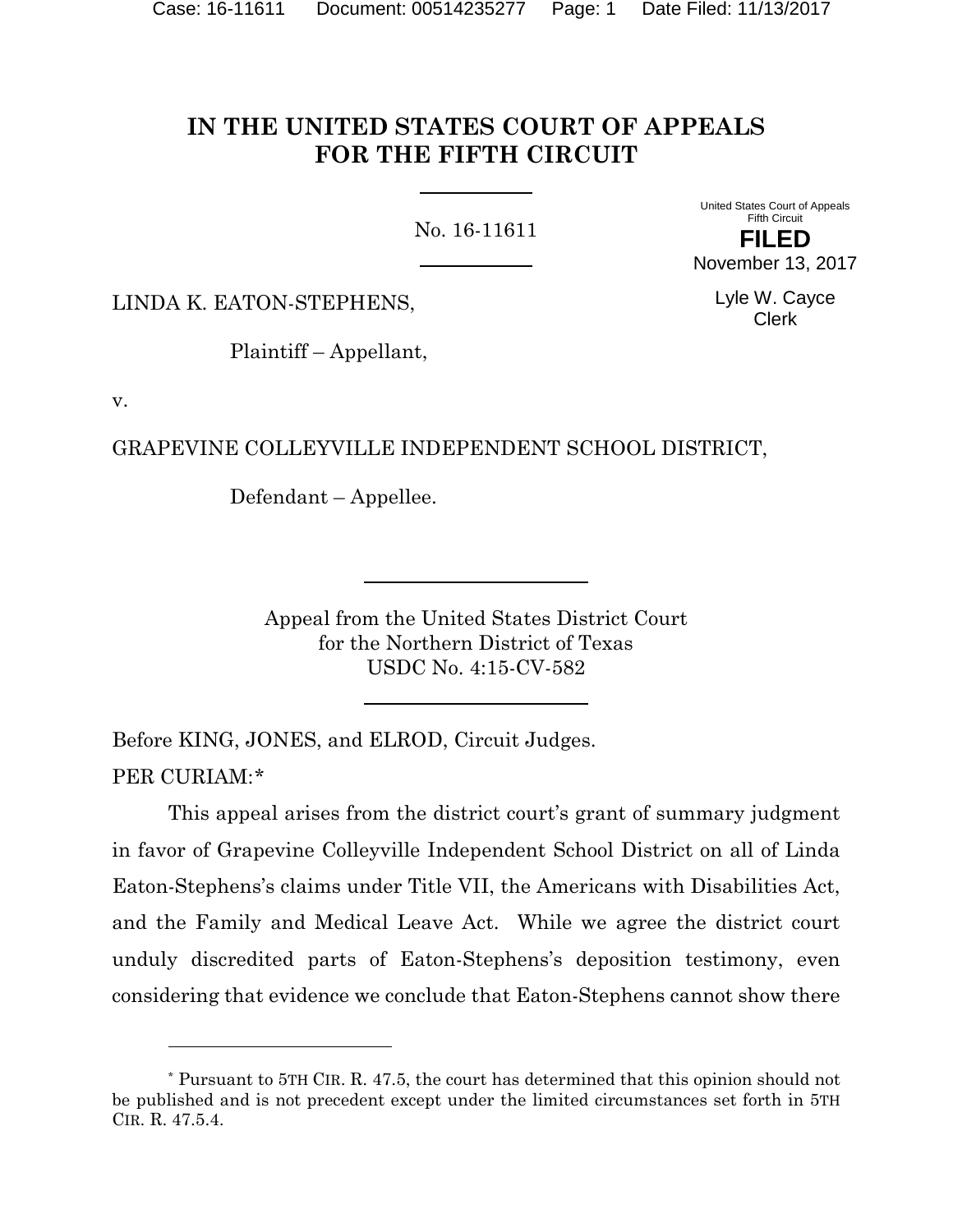# IN THE UNITED STATES COURT OF APPEALS FOR THE FIFTH CIRCUIT

No. 16-11611

United States Court of Appeals
Fifth Circuit

**FILED**

November 13, 2017

Lyle W. Cayce
Clerk

LINDA K. EATON-STEPHENS,

Plaintiff – Appellant,

v.

GRAPEVINE COLLEYVILLE INDEPENDENT SCHOOL DISTRICT,

Defendant – Appellee.

Appeal from the United States District Court
for the Northern District of Texas
USDC No. 4:15-CV-582

Before KING, JONES, and ELROD, Circuit Judges.

PER CURIAM:*

This appeal arises from the district court's grant of summary judgment in favor of Grapevine Colleyville Independent School District on all of Linda Eaton-Stephens's claims under Title VII, the Americans with Disabilities Act, and the Family and Medical Leave Act. While we agree the district court unduly discredited parts of Eaton-Stephens's deposition testimony, even considering that evidence we conclude that Eaton-Stephens cannot show there

---

* Pursuant to 5TH CIR. R. 47.5, the court has determined that this opinion should not be published and is not precedent except under the limited circumstances set forth in 5TH CIR. R. 47.5.4.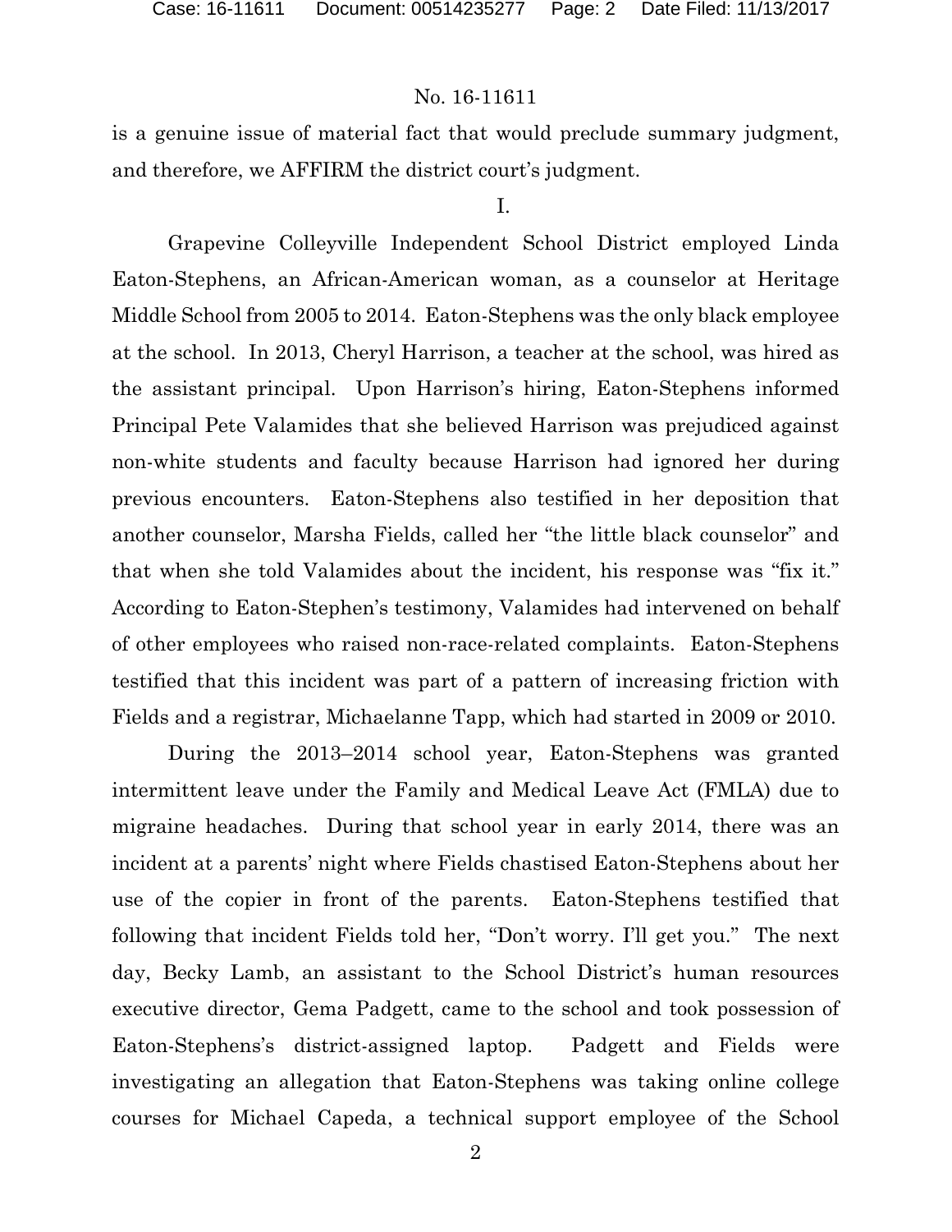is a genuine issue of material fact that would preclude summary judgment, and therefore, we AFFIRM the district court's judgment.

I.

Grapevine Colleyville Independent School District employed Linda Eaton-Stephens, an African-American woman, as a counselor at Heritage Middle School from 2005 to 2014. Eaton-Stephens was the only black employee at the school. In 2013, Cheryl Harrison, a teacher at the school, was hired as the assistant principal. Upon Harrison's hiring, Eaton-Stephens informed Principal Pete Valamides that she believed Harrison was prejudiced against non-white students and faculty because Harrison had ignored her during previous encounters. Eaton-Stephens also testified in her deposition that another counselor, Marsha Fields, called her "the little black counselor" and that when she told Valamides about the incident, his response was "fix it." According to Eaton-Stephen's testimony, Valamides had intervened on behalf of other employees who raised non-race-related complaints. Eaton-Stephens testified that this incident was part of a pattern of increasing friction with Fields and a registrar, Michaelanne Tapp, which had started in 2009 or 2010.

During the 2013–2014 school year, Eaton-Stephens was granted intermittent leave under the Family and Medical Leave Act (FMLA) due to migraine headaches. During that school year in early 2014, there was an incident at a parents' night where Fields chastised Eaton-Stephens about her use of the copier in front of the parents. Eaton-Stephens testified that following that incident Fields told her, "Don't worry. I'll get you." The next day, Becky Lamb, an assistant to the School District's human resources executive director, Gema Padgett, came to the school and took possession of Eaton-Stephens's district-assigned laptop. Padgett and Fields were investigating an allegation that Eaton-Stephens was taking online college courses for Michael Capeda, a technical support employee of the School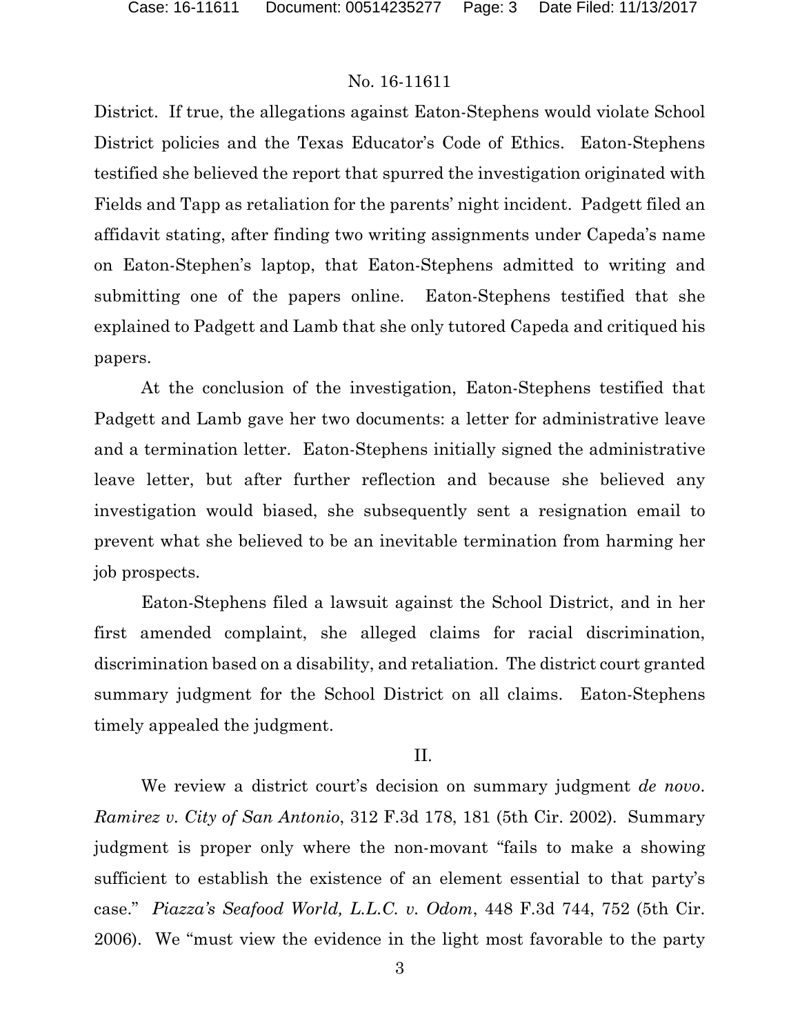District. If true, the allegations against Eaton-Stephens would violate School District policies and the Texas Educator's Code of Ethics. Eaton-Stephens testified she believed the report that spurred the investigation originated with Fields and Tapp as retaliation for the parents' night incident. Padgett filed an affidavit stating, after finding two writing assignments under Capeda's name on Eaton-Stephen's laptop, that Eaton-Stephens admitted to writing and submitting one of the papers online. Eaton-Stephens testified that she explained to Padgett and Lamb that she only tutored Capeda and critiqued his papers.

At the conclusion of the investigation, Eaton-Stephens testified that Padgett and Lamb gave her two documents: a letter for administrative leave and a termination letter. Eaton-Stephens initially signed the administrative leave letter, but after further reflection and because she believed any investigation would biased, she subsequently sent a resignation email to prevent what she believed to be an inevitable termination from harming her job prospects.

Eaton-Stephens filed a lawsuit against the School District, and in her first amended complaint, she alleged claims for racial discrimination, discrimination based on a disability, and retaliation. The district court granted summary judgment for the School District on all claims. Eaton-Stephens timely appealed the judgment.

## II.

We review a district court's decision on summary judgment *de novo*. *Ramirez v. City of San Antonio*, 312 F.3d 178, 181 (5th Cir. 2002). Summary judgment is proper only where the non-movant "fails to make a showing sufficient to establish the existence of an element essential to that party's case." *Piazza's Seafood World, L.L.C. v. Odom*, 448 F.3d 744, 752 (5th Cir. 2006). We "must view the evidence in the light most favorable to the party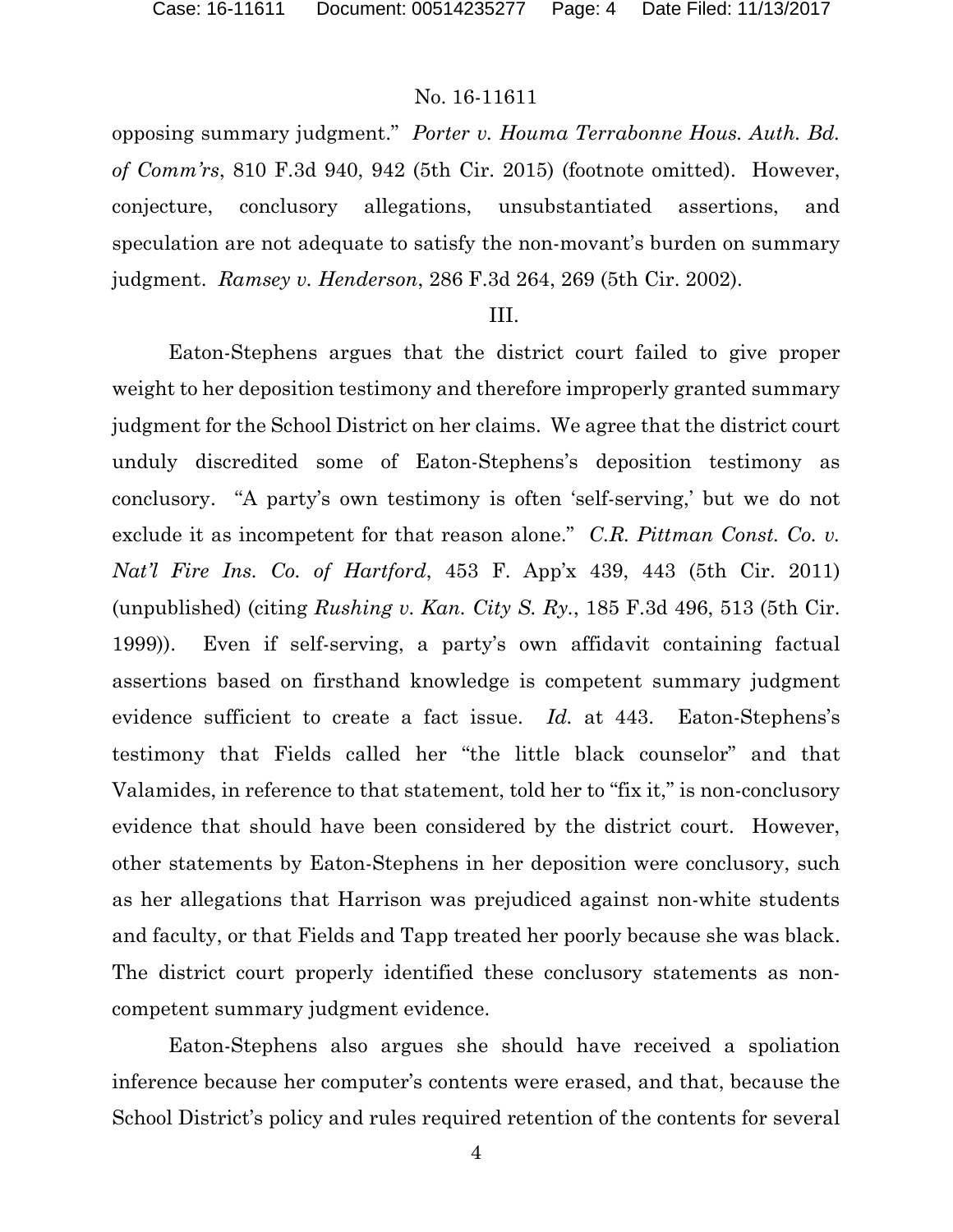opposing summary judgment." *Porter v. Houma Terrabonne Hous. Auth. Bd. of Comm'rs*, 810 F.3d 940, 942 (5th Cir. 2015) (footnote omitted). However, conjecture, conclusory allegations, unsubstantiated assertions, and speculation are not adequate to satisfy the non-movant's burden on summary judgment. *Ramsey v. Henderson*, 286 F.3d 264, 269 (5th Cir. 2002).

III.

Eaton-Stephens argues that the district court failed to give proper weight to her deposition testimony and therefore improperly granted summary judgment for the School District on her claims. We agree that the district court unduly discredited some of Eaton-Stephens's deposition testimony as conclusory. "A party's own testimony is often 'self-serving,' but we do not exclude it as incompetent for that reason alone." *C.R. Pittman Const. Co. v. Nat'l Fire Ins. Co. of Hartford*, 453 F. App'x 439, 443 (5th Cir. 2011) (unpublished) (citing *Rushing v. Kan. City S. Ry.*, 185 F.3d 496, 513 (5th Cir. 1999)). Even if self-serving, a party's own affidavit containing factual assertions based on firsthand knowledge is competent summary judgment evidence sufficient to create a fact issue. *Id.* at 443. Eaton-Stephens's testimony that Fields called her "the little black counselor" and that Valamides, in reference to that statement, told her to "fix it," is non-conclusory evidence that should have been considered by the district court. However, other statements by Eaton-Stephens in her deposition were conclusory, such as her allegations that Harrison was prejudiced against non-white students and faculty, or that Fields and Tapp treated her poorly because she was black. The district court properly identified these conclusory statements as non-competent summary judgment evidence.

Eaton-Stephens also argues she should have received a spoliation inference because her computer's contents were erased, and that, because the School District's policy and rules required retention of the contents for several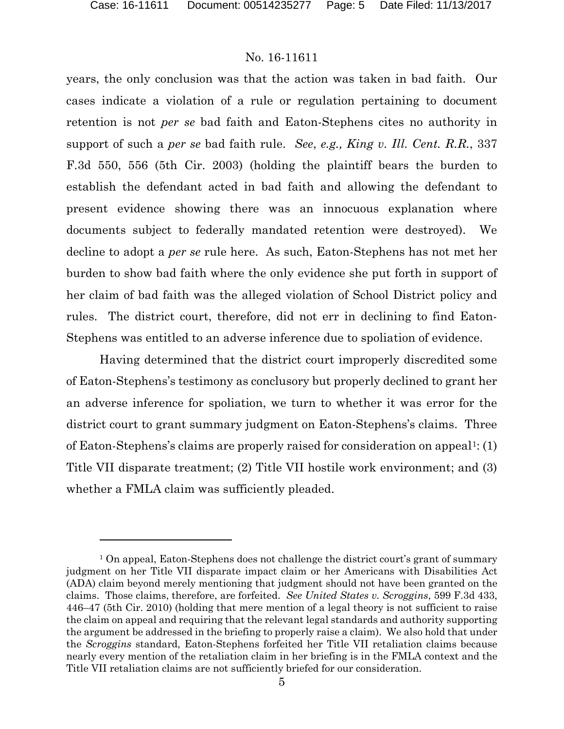years, the only conclusion was that the action was taken in bad faith. Our cases indicate a violation of a rule or regulation pertaining to document retention is not *per se* bad faith and Eaton-Stephens cites no authority in support of such a *per se* bad faith rule. *See*, *e.g., King v. Ill. Cent. R.R.*, 337 F.3d 550, 556 (5th Cir. 2003) (holding the plaintiff bears the burden to establish the defendant acted in bad faith and allowing the defendant to present evidence showing there was an innocuous explanation where documents subject to federally mandated retention were destroyed). We decline to adopt a *per se* rule here. As such, Eaton-Stephens has not met her burden to show bad faith where the only evidence she put forth in support of her claim of bad faith was the alleged violation of School District policy and rules. The district court, therefore, did not err in declining to find Eaton-Stephens was entitled to an adverse inference due to spoliation of evidence.

Having determined that the district court improperly discredited some of Eaton-Stephens's testimony as conclusory but properly declined to grant her an adverse inference for spoliation, we turn to whether it was error for the district court to grant summary judgment on Eaton-Stephens's claims. Three of Eaton-Stephens's claims are properly raised for consideration on appeal[1]: (1) Title VII disparate treatment; (2) Title VII hostile work environment; and (3) whether a FMLA claim was sufficiently pleaded.

---

[1] On appeal, Eaton-Stephens does not challenge the district court's grant of summary judgment on her Title VII disparate impact claim or her Americans with Disabilities Act (ADA) claim beyond merely mentioning that judgment should not have been granted on the claims. Those claims, therefore, are forfeited. *See United States v. Scroggins*, 599 F.3d 433, 446–47 (5th Cir. 2010) (holding that mere mention of a legal theory is not sufficient to raise the claim on appeal and requiring that the relevant legal standards and authority supporting the argument be addressed in the briefing to properly raise a claim). We also hold that under the *Scroggins* standard, Eaton-Stephens forfeited her Title VII retaliation claims because nearly every mention of the retaliation claim in her briefing is in the FMLA context and the Title VII retaliation claims are not sufficiently briefed for our consideration.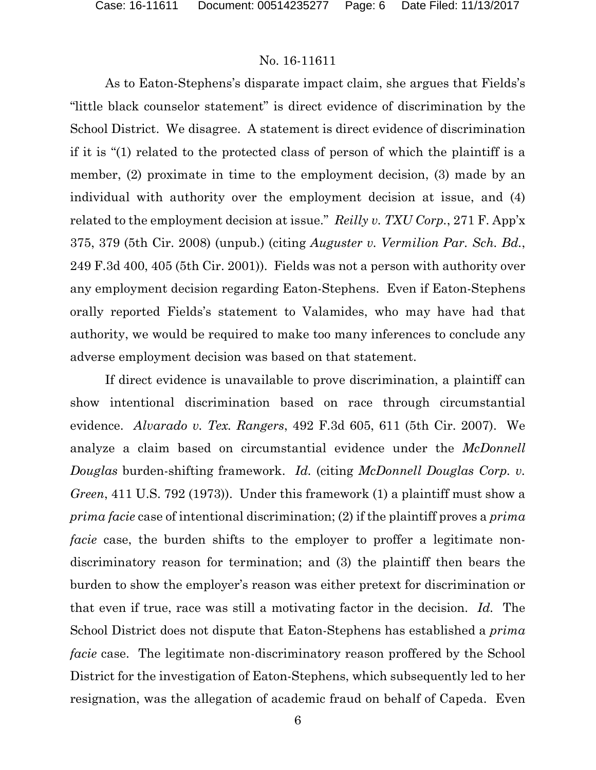No. 16-11611

As to Eaton-Stephens's disparate impact claim, she argues that Fields's "little black counselor statement" is direct evidence of discrimination by the School District. We disagree. A statement is direct evidence of discrimination if it is "(1) related to the protected class of person of which the plaintiff is a member, (2) proximate in time to the employment decision, (3) made by an individual with authority over the employment decision at issue, and (4) related to the employment decision at issue." *Reilly v. TXU Corp.*, 271 F. App'x 375, 379 (5th Cir. 2008) (unpub.) (citing *Auguster v. Vermilion Par. Sch. Bd.*, 249 F.3d 400, 405 (5th Cir. 2001)). Fields was not a person with authority over any employment decision regarding Eaton-Stephens. Even if Eaton-Stephens orally reported Fields's statement to Valamides, who may have had that authority, we would be required to make too many inferences to conclude any adverse employment decision was based on that statement.

If direct evidence is unavailable to prove discrimination, a plaintiff can show intentional discrimination based on race through circumstantial evidence. *Alvarado v. Tex. Rangers*, 492 F.3d 605, 611 (5th Cir. 2007). We analyze a claim based on circumstantial evidence under the *McDonnell Douglas* burden-shifting framework. *Id.* (citing *McDonnell Douglas Corp. v. Green*, 411 U.S. 792 (1973)). Under this framework (1) a plaintiff must show a *prima facie* case of intentional discrimination; (2) if the plaintiff proves a *prima facie* case, the burden shifts to the employer to proffer a legitimate non-discriminatory reason for termination; and (3) the plaintiff then bears the burden to show the employer's reason was either pretext for discrimination or that even if true, race was still a motivating factor in the decision. *Id.* The School District does not dispute that Eaton-Stephens has established a *prima facie* case. The legitimate non-discriminatory reason proffered by the School District for the investigation of Eaton-Stephens, which subsequently led to her resignation, was the allegation of academic fraud on behalf of Capeda. Even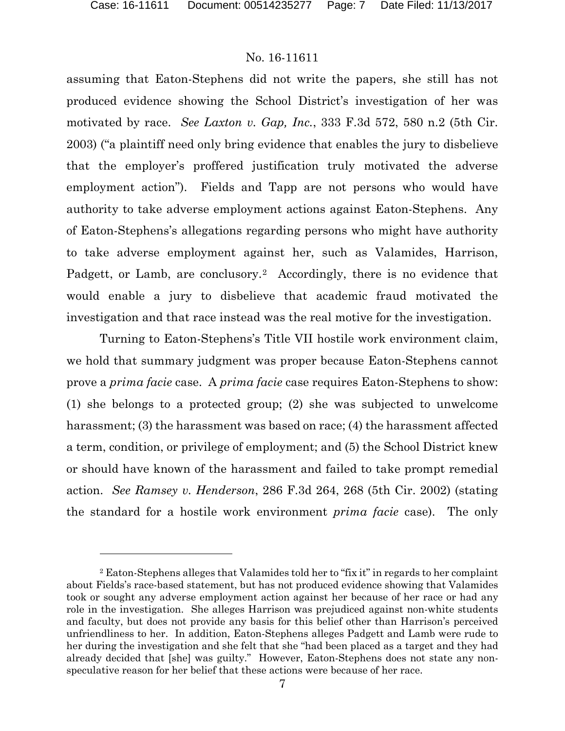assuming that Eaton-Stephens did not write the papers, she still has not produced evidence showing the School District's investigation of her was motivated by race. *See Laxton v. Gap, Inc.*, 333 F.3d 572, 580 n.2 (5th Cir. 2003) ("a plaintiff need only bring evidence that enables the jury to disbelieve that the employer's proffered justification truly motivated the adverse employment action"). Fields and Tapp are not persons who would have authority to take adverse employment actions against Eaton-Stephens. Any of Eaton-Stephens's allegations regarding persons who might have authority to take adverse employment against her, such as Valamides, Harrison, Padgett, or Lamb, are conclusory.[2] Accordingly, there is no evidence that would enable a jury to disbelieve that academic fraud motivated the investigation and that race instead was the real motive for the investigation.

Turning to Eaton-Stephens's Title VII hostile work environment claim, we hold that summary judgment was proper because Eaton-Stephens cannot prove a *prima facie* case. A *prima facie* case requires Eaton-Stephens to show: (1) she belongs to a protected group; (2) she was subjected to unwelcome harassment; (3) the harassment was based on race; (4) the harassment affected a term, condition, or privilege of employment; and (5) the School District knew or should have known of the harassment and failed to take prompt remedial action. *See Ramsey v. Henderson*, 286 F.3d 264, 268 (5th Cir. 2002) (stating the standard for a hostile work environment *prima facie* case). The only

---

[2] Eaton-Stephens alleges that Valamides told her to "fix it" in regards to her complaint about Fields's race-based statement, but has not produced evidence showing that Valamides took or sought any adverse employment action against her because of her race or had any role in the investigation. She alleges Harrison was prejudiced against non-white students and faculty, but does not provide any basis for this belief other than Harrison's perceived unfriendliness to her. In addition, Eaton-Stephens alleges Padgett and Lamb were rude to her during the investigation and she felt that she "had been placed as a target and they had already decided that [she] was guilty." However, Eaton-Stephens does not state any non-speculative reason for her belief that these actions were because of her race.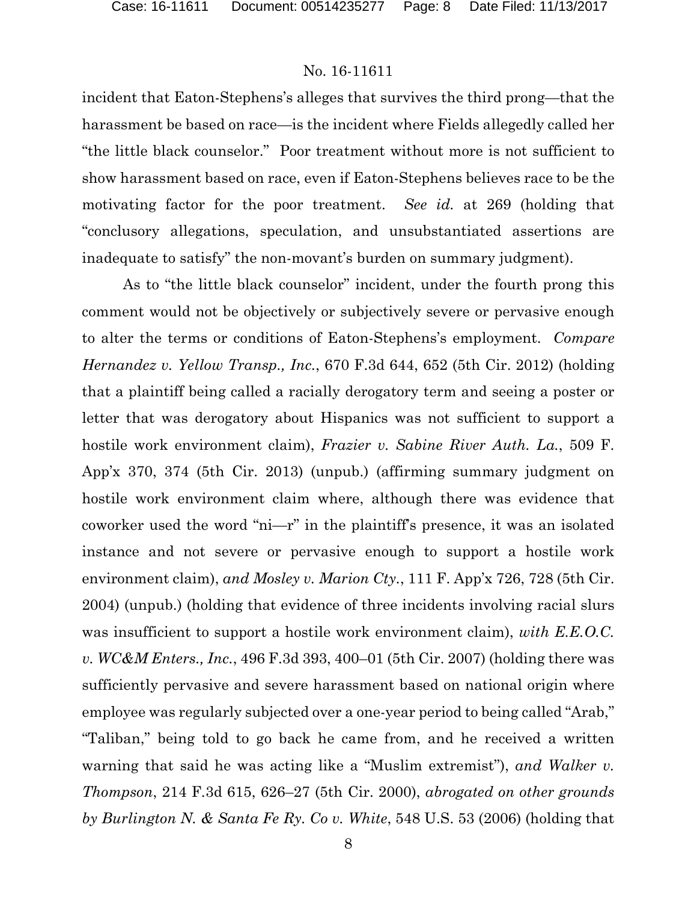incident that Eaton-Stephens's alleges that survives the third prong—that the harassment be based on race—is the incident where Fields allegedly called her "the little black counselor." Poor treatment without more is not sufficient to show harassment based on race, even if Eaton-Stephens believes race to be the motivating factor for the poor treatment. *See id.* at 269 (holding that "conclusory allegations, speculation, and unsubstantiated assertions are inadequate to satisfy" the non-movant's burden on summary judgment).

As to "the little black counselor" incident, under the fourth prong this comment would not be objectively or subjectively severe or pervasive enough to alter the terms or conditions of Eaton-Stephens's employment. *Compare Hernandez v. Yellow Transp., Inc.*, 670 F.3d 644, 652 (5th Cir. 2012) (holding that a plaintiff being called a racially derogatory term and seeing a poster or letter that was derogatory about Hispanics was not sufficient to support a hostile work environment claim), *Frazier v. Sabine River Auth. La.*, 509 F. App'x 370, 374 (5th Cir. 2013) (unpub.) (affirming summary judgment on hostile work environment claim where, although there was evidence that coworker used the word "ni—r" in the plaintiff's presence, it was an isolated instance and not severe or pervasive enough to support a hostile work environment claim), *and Mosley v. Marion Cty.*, 111 F. App'x 726, 728 (5th Cir. 2004) (unpub.) (holding that evidence of three incidents involving racial slurs was insufficient to support a hostile work environment claim), *with E.E.O.C. v. WC&M Enters., Inc.*, 496 F.3d 393, 400–01 (5th Cir. 2007) (holding there was sufficiently pervasive and severe harassment based on national origin where employee was regularly subjected over a one-year period to being called "Arab," "Taliban," being told to go back he came from, and he received a written warning that said he was acting like a "Muslim extremist"), *and Walker v. Thompson*, 214 F.3d 615, 626–27 (5th Cir. 2000), *abrogated on other grounds by Burlington N. & Santa Fe Ry. Co v. White*, 548 U.S. 53 (2006) (holding that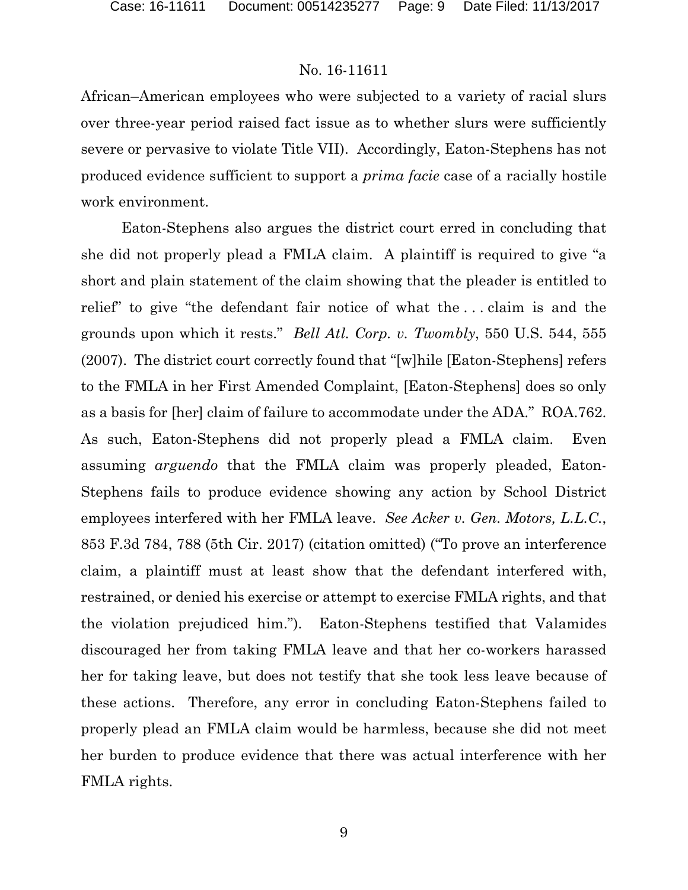African–American employees who were subjected to a variety of racial slurs over three-year period raised fact issue as to whether slurs were sufficiently severe or pervasive to violate Title VII). Accordingly, Eaton-Stephens has not produced evidence sufficient to support a *prima facie* case of a racially hostile work environment.

Eaton-Stephens also argues the district court erred in concluding that she did not properly plead a FMLA claim. A plaintiff is required to give "a short and plain statement of the claim showing that the pleader is entitled to relief" to give "the defendant fair notice of what the . . . claim is and the grounds upon which it rests." *Bell Atl. Corp. v. Twombly*, 550 U.S. 544, 555 (2007). The district court correctly found that "[w]hile [Eaton-Stephens] refers to the FMLA in her First Amended Complaint, [Eaton-Stephens] does so only as a basis for [her] claim of failure to accommodate under the ADA." ROA.762. As such, Eaton-Stephens did not properly plead a FMLA claim. Even assuming *arguendo* that the FMLA claim was properly pleaded, Eaton-Stephens fails to produce evidence showing any action by School District employees interfered with her FMLA leave. *See Acker v. Gen. Motors, L.L.C.*, 853 F.3d 784, 788 (5th Cir. 2017) (citation omitted) ("To prove an interference claim, a plaintiff must at least show that the defendant interfered with, restrained, or denied his exercise or attempt to exercise FMLA rights, and that the violation prejudiced him."). Eaton-Stephens testified that Valamides discouraged her from taking FMLA leave and that her co-workers harassed her for taking leave, but does not testify that she took less leave because of these actions. Therefore, any error in concluding Eaton-Stephens failed to properly plead an FMLA claim would be harmless, because she did not meet her burden to produce evidence that there was actual interference with her FMLA rights.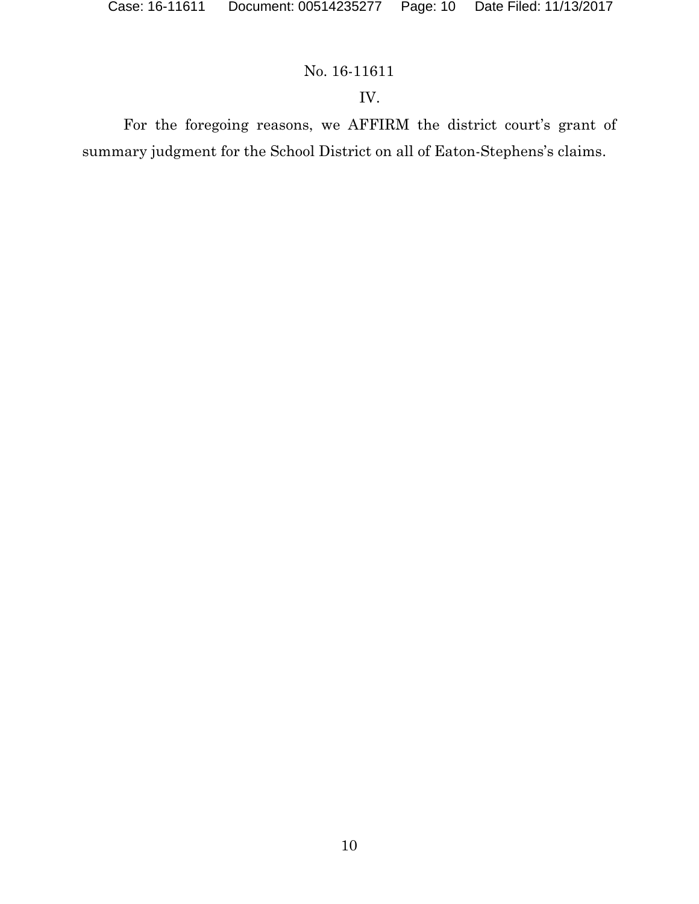## IV.

For the foregoing reasons, we AFFIRM the district court's grant of summary judgment for the School District on all of Eaton-Stephens's claims.